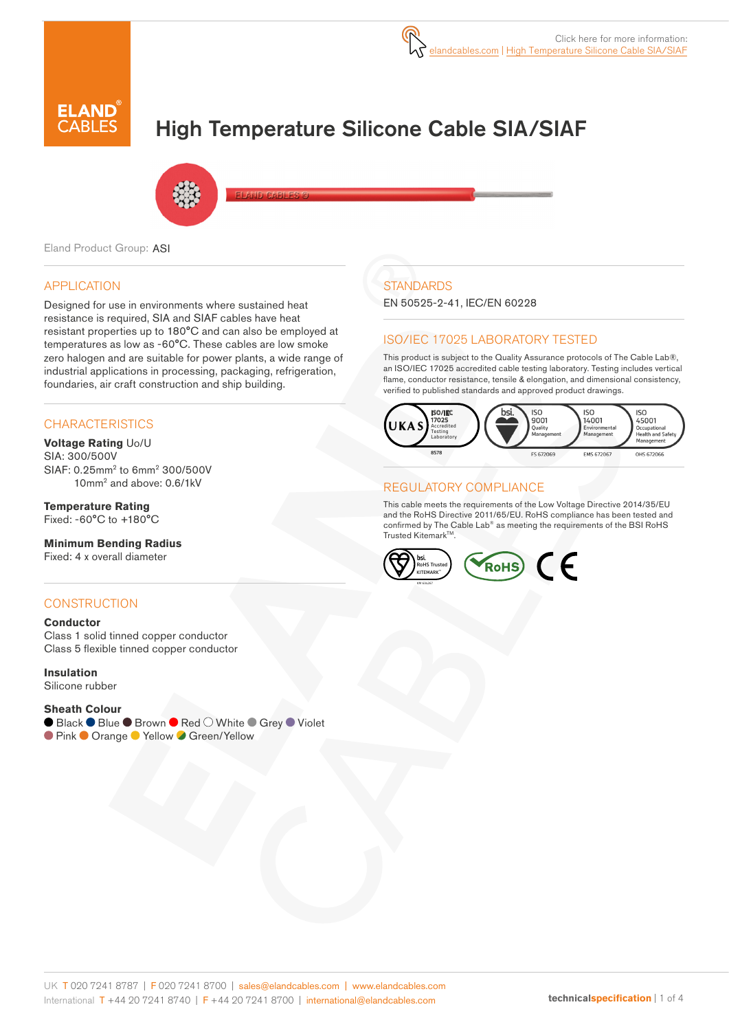Click here for more information:
elandcables.com | High Temperature Silicone Cable SIA/SIAF

# High Temperature Silicone Cable SIA/SIAF

Eland Product Group: ASI

## APPLICATION

Designed for use in environments where sustained heat resistance is required, SIA and SIAF cables have heat resistant properties up to 180°C and can also be employed at temperatures as low as -60°C. These cables are low smoke zero halogen and are suitable for power plants, a wide range of industrial applications in processing, packaging, refrigeration, foundaries, air craft construction and ship building.

## CHARACTERISTICS

**Voltage Rating** Uo/U
SIA: 300/500V
SIAF: 0.25mm² to 6mm² 300/500V
10mm² and above: 0.6/1kV

**Temperature Rating**
Fixed: -60°C to +180°C

**Minimum Bending Radius**
Fixed: 4 x overall diameter

## CONSTRUCTION

**Conductor**
Class 1 solid tinned copper conductor
Class 5 flexible tinned copper conductor

**Insulation**
Silicone rubber

**Sheath Colour**
Black, Blue, Brown, Red, White, Grey, Violet, Pink, Orange, Yellow, Green/Yellow

## STANDARDS

EN 50525-2-41, IEC/EN 60228

## ISO/IEC 17025 LABORATORY TESTED

This product is subject to the Quality Assurance protocols of The Cable Lab®, an ISO/IEC 17025 accredited cable testing laboratory. Testing includes vertical flame, conductor resistance, tensile & elongation, and dimensional consistency, verified to published standards and approved product drawings.

UKAS ISO/IEC 17025 Accredited Testing Laboratory 8578 | bsi. ISO 9001 Quality Management FS 672069 | ISO 14001 Environmental Management EMS 672067 | ISO 45001 Occupational Health and Safety Management OHS 672066

## REGULATORY COMPLIANCE

This cable meets the requirements of the Low Voltage Directive 2014/35/EU and the RoHS Directive 2011/65/EU. RoHS compliance has been tested and confirmed by The Cable Lab® as meeting the requirements of the BSI RoHS Trusted Kitemark™.

bsi. RoHS Trusted KITEMARK™ | RoHS | CE

UK T 020 7241 8787 | F 020 7241 8700 | sales@elandcables.com | www.elandcables.com
International T +44 20 7241 8740 | F +44 20 7241 8700 | international@elandcables.com

technicalspecification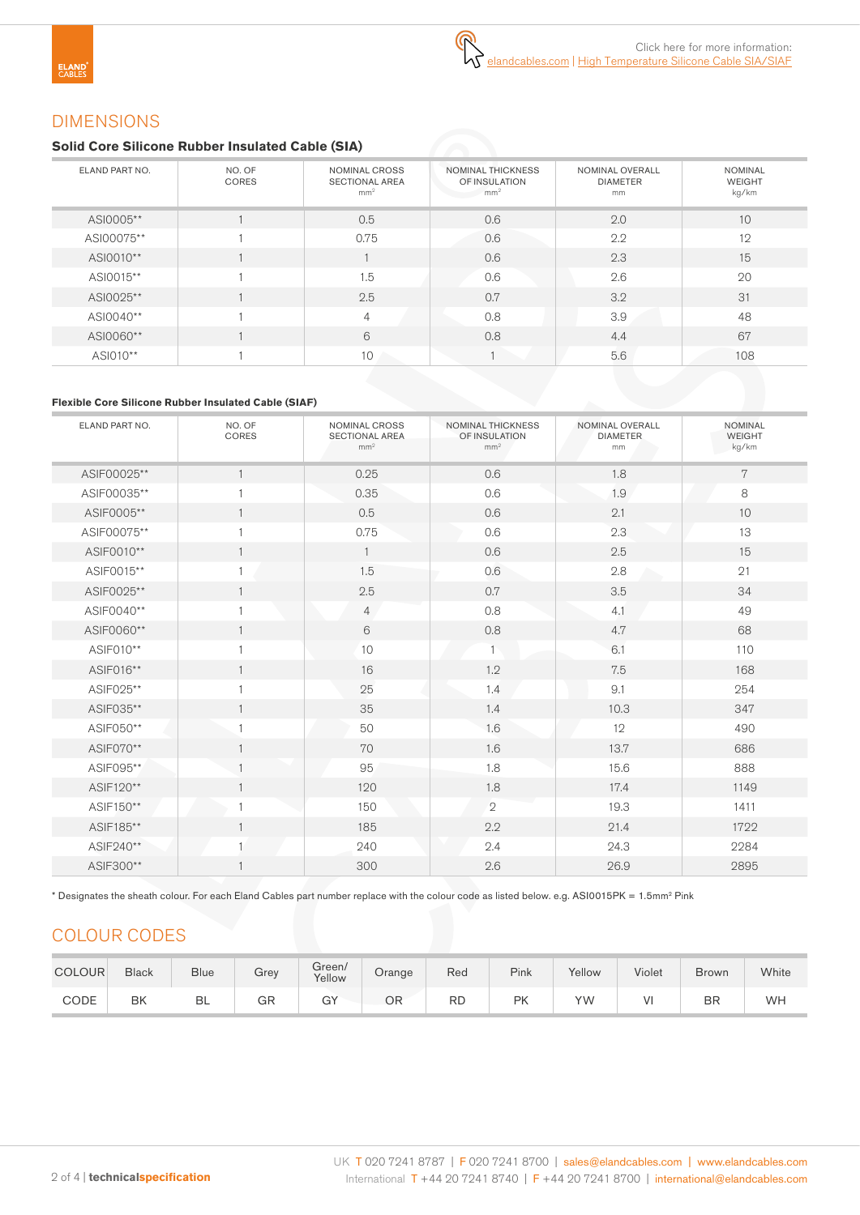Click here for more information:
elandcables.com | High Temperature Silicone Cable SIA/SIAF

## DIMENSIONS

### Solid Core Silicone Rubber Insulated Cable (SIA)

| ELAND PART NO. | NO. OF CORES | NOMINAL CROSS SECTIONAL AREA mm² | NOMINAL THICKNESS OF INSULATION mm² | NOMINAL OVERALL DIAMETER mm | NOMINAL WEIGHT kg/km |
|---|---|---|---|---|---|
| ASI0005** | 1 | 0.5 | 0.6 | 2.0 | 10 |
| ASI00075** | 1 | 0.75 | 0.6 | 2.2 | 12 |
| ASI0010** | 1 | 1 | 0.6 | 2.3 | 15 |
| ASI0015** | 1 | 1.5 | 0.6 | 2.6 | 20 |
| ASI0025** | 1 | 2.5 | 0.7 | 3.2 | 31 |
| ASI0040** | 1 | 4 | 0.8 | 3.9 | 48 |
| ASI0060** | 1 | 6 | 0.8 | 4.4 | 67 |
| ASI010** | 1 | 10 | 1 | 5.6 | 108 |

### Flexible Core Silicone Rubber Insulated Cable (SIAF)

| ELAND PART NO. | NO. OF CORES | NOMINAL CROSS SECTIONAL AREA mm² | NOMINAL THICKNESS OF INSULATION mm² | NOMINAL OVERALL DIAMETER mm | NOMINAL WEIGHT kg/km |
|---|---|---|---|---|---|
| ASIF00025** | 1 | 0.25 | 0.6 | 1.8 | 7 |
| ASIF00035** | 1 | 0.35 | 0.6 | 1.9 | 8 |
| ASIF0005** | 1 | 0.5 | 0.6 | 2.1 | 10 |
| ASIF00075** | 1 | 0.75 | 0.6 | 2.3 | 13 |
| ASIF0010** | 1 | 1 | 0.6 | 2.5 | 15 |
| ASIF0015** | 1 | 1.5 | 0.6 | 2.8 | 21 |
| ASIF0025** | 1 | 2.5 | 0.7 | 3.5 | 34 |
| ASIF0040** | 1 | 4 | 0.8 | 4.1 | 49 |
| ASIF0060** | 1 | 6 | 0.8 | 4.7 | 68 |
| ASIF010** | 1 | 10 | 1 | 6.1 | 110 |
| ASIF016** | 1 | 16 | 1.2 | 7.5 | 168 |
| ASIF025** | 1 | 25 | 1.4 | 9.1 | 254 |
| ASIF035** | 1 | 35 | 1.4 | 10.3 | 347 |
| ASIF050** | 1 | 50 | 1.6 | 12 | 490 |
| ASIF070** | 1 | 70 | 1.6 | 13.7 | 686 |
| ASIF095** | 1 | 95 | 1.8 | 15.6 | 888 |
| ASIF120** | 1 | 120 | 1.8 | 17.4 | 1149 |
| ASIF150** | 1 | 150 | 2 | 19.3 | 1411 |
| ASIF185** | 1 | 185 | 2.2 | 21.4 | 1722 |
| ASIF240** | 1 | 240 | 2.4 | 24.3 | 2284 |
| ASIF300** | 1 | 300 | 2.6 | 26.9 | 2895 |

* Designates the sheath colour. For each Eland Cables part number replace with the colour code as listed below. e.g. ASI0015PK = 1.5mm² Pink

## COLOUR CODES

| COLOUR | Black | Blue | Grey | Green/ Yellow | Orange | Red | Pink | Yellow | Violet | Brown | White |
|---|---|---|---|---|---|---|---|---|---|---|---|
| CODE | BK | BL | GR | GY | OR | RD | PK | YW | VI | BR | WH |

UK T 020 7241 8787 | F 020 7241 8700 | sales@elandcables.com | www.elandcables.com
International T +44 20 7241 8740 | F +44 20 7241 8700 | international@elandcables.com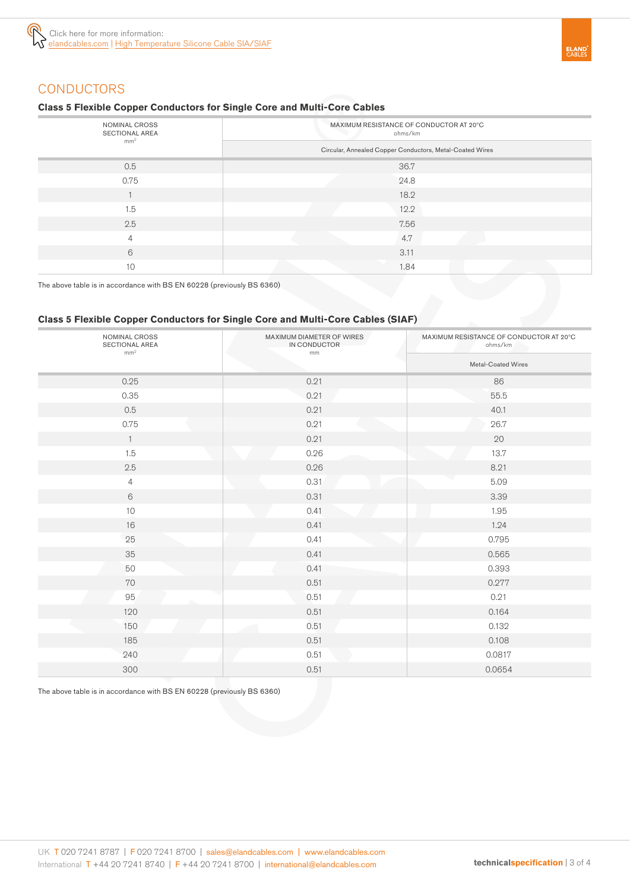Click here for more information:
elandcables.com | High Temperature Silicone Cable SIA/SIAF

## CONDUCTORS

### Class 5 Flexible Copper Conductors for Single Core and Multi-Core Cables

| NOMINAL CROSS SECTIONAL AREA mm² | MAXIMUM RESISTANCE OF CONDUCTOR AT 20°C ohms/km |
|---|---|
| | Circular, Annealed Copper Conductors, Metal-Coated Wires |
| 0.5 | 36.7 |
| 0.75 | 24.8 |
| 1 | 18.2 |
| 1.5 | 12.2 |
| 2.5 | 7.56 |
| 4 | 4.7 |
| 6 | 3.11 |
| 10 | 1.84 |

The above table is in accordance with BS EN 60228 (previously BS 6360)

### Class 5 Flexible Copper Conductors for Single Core and Multi-Core Cables (SIAF)

| NOMINAL CROSS SECTIONAL AREA mm² | MAXIMUM DIAMETER OF WIRES IN CONDUCTOR mm | MAXIMUM RESISTANCE OF CONDUCTOR AT 20°C ohms/km |
|---|---|---|
| | | Metal-Coated Wires |
| 0.25 | 0.21 | 86 |
| 0.35 | 0.21 | 55.5 |
| 0.5 | 0.21 | 40.1 |
| 0.75 | 0.21 | 26.7 |
| 1 | 0.21 | 20 |
| 1.5 | 0.26 | 13.7 |
| 2.5 | 0.26 | 8.21 |
| 4 | 0.31 | 5.09 |
| 6 | 0.31 | 3.39 |
| 10 | 0.41 | 1.95 |
| 16 | 0.41 | 1.24 |
| 25 | 0.41 | 0.795 |
| 35 | 0.41 | 0.565 |
| 50 | 0.41 | 0.393 |
| 70 | 0.51 | 0.277 |
| 95 | 0.51 | 0.21 |
| 120 | 0.51 | 0.164 |
| 150 | 0.51 | 0.132 |
| 185 | 0.51 | 0.108 |
| 240 | 0.51 | 0.0817 |
| 300 | 0.51 | 0.0654 |

The above table is in accordance with BS EN 60228 (previously BS 6360)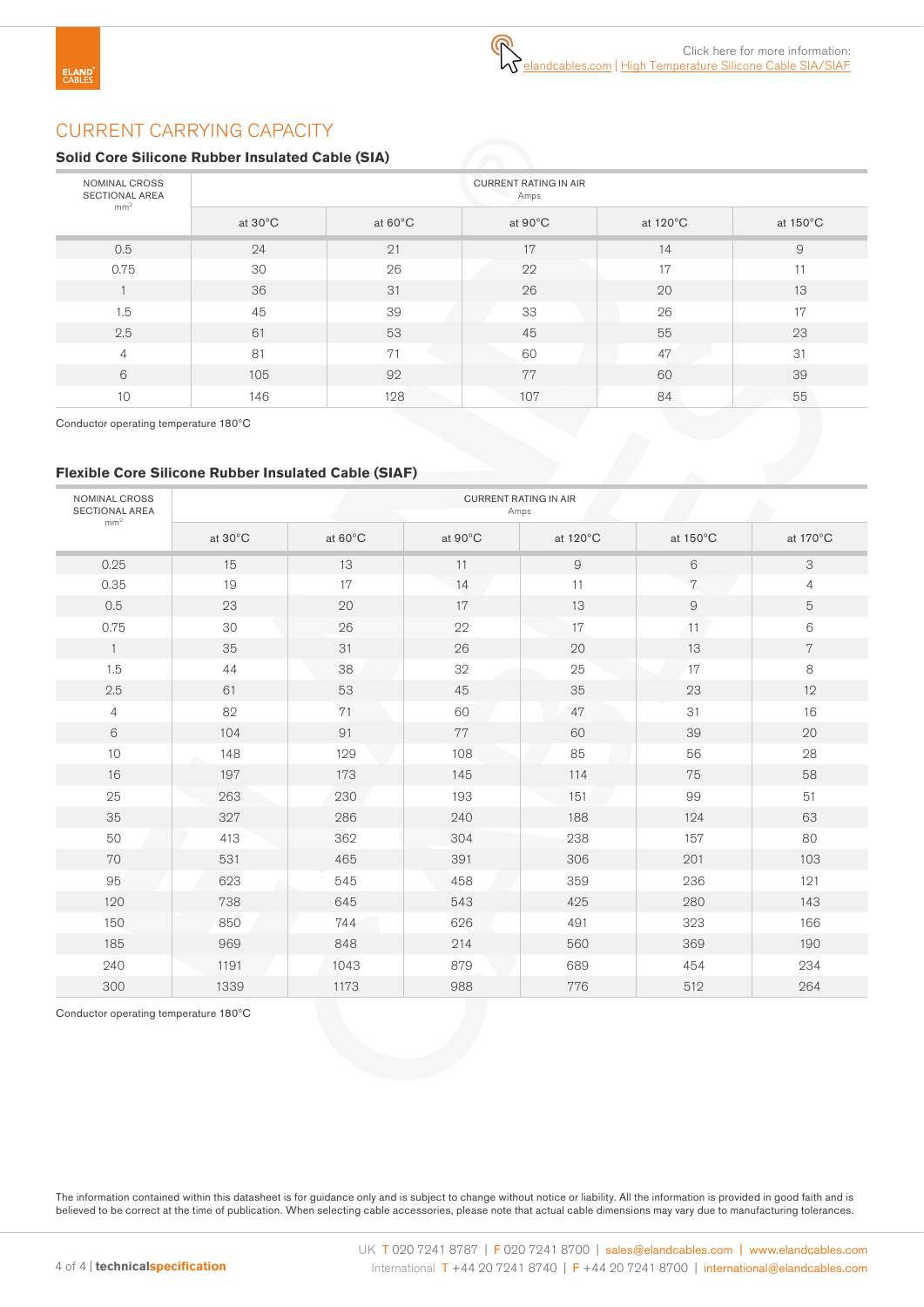Click here for more information: elandcables.com | High Temperature Silicone Cable SIA/SIAF

## CURRENT CARRYING CAPACITY

### Solid Core Silicone Rubber Insulated Cable (SIA)

| NOMINAL CROSS SECTIONAL AREA $mm^2$ | CURRENT RATING IN AIR Amps | | | | |
|---|---|---|---|---|---|
| | at 30°C | at 60°C | at 90°C | at 120°C | at 150°C |
| 0.5 | 24 | 21 | 17 | 14 | 9 |
| 0.75 | 30 | 26 | 22 | 17 | 11 |
| 1 | 36 | 31 | 26 | 20 | 13 |
| 1.5 | 45 | 39 | 33 | 26 | 17 |
| 2.5 | 61 | 53 | 45 | 55 | 23 |
| 4 | 81 | 71 | 60 | 47 | 31 |
| 6 | 105 | 92 | 77 | 60 | 39 |
| 10 | 146 | 128 | 107 | 84 | 55 |

Conductor operating temperature 180°C

### Flexible Core Silicone Rubber Insulated Cable (SIAF)

| NOMINAL CROSS SECTIONAL AREA $mm^2$ | CURRENT RATING IN AIR Amps | | | | | |
|---|---|---|---|---|---|---|
| | at 30°C | at 60°C | at 90°C | at 120°C | at 150°C | at 170°C |
| 0.25 | 15 | 13 | 11 | 9 | 6 | 3 |
| 0.35 | 19 | 17 | 14 | 11 | 7 | 4 |
| 0.5 | 23 | 20 | 17 | 13 | 9 | 5 |
| 0.75 | 30 | 26 | 22 | 17 | 11 | 6 |
| 1 | 35 | 31 | 26 | 20 | 13 | 7 |
| 1.5 | 44 | 38 | 32 | 25 | 17 | 8 |
| 2.5 | 61 | 53 | 45 | 35 | 23 | 12 |
| 4 | 82 | 71 | 60 | 47 | 31 | 16 |
| 6 | 104 | 91 | 77 | 60 | 39 | 20 |
| 10 | 148 | 129 | 108 | 85 | 56 | 28 |
| 16 | 197 | 173 | 145 | 114 | 75 | 58 |
| 25 | 263 | 230 | 193 | 151 | 99 | 51 |
| 35 | 327 | 286 | 240 | 188 | 124 | 63 |
| 50 | 413 | 362 | 304 | 238 | 157 | 80 |
| 70 | 531 | 465 | 391 | 306 | 201 | 103 |
| 95 | 623 | 545 | 458 | 359 | 236 | 121 |
| 120 | 738 | 645 | 543 | 425 | 280 | 143 |
| 150 | 850 | 744 | 626 | 491 | 323 | 166 |
| 185 | 969 | 848 | 214 | 560 | 369 | 190 |
| 240 | 1191 | 1043 | 879 | 689 | 454 | 234 |
| 300 | 1339 | 1173 | 988 | 776 | 512 | 264 |

Conductor operating temperature 180°C

The information contained within this datasheet is for guidance only and is subject to change without notice or liability. All the information is provided in good faith and is believed to be correct at the time of publication. When selecting cable accessories, please note that actual cable dimensions may vary due to manufacturing tolerances.

UK T 020 7241 8787 | F 020 7241 8700 | sales@elandcables.com | www.elandcables.com
International T +44 20 7241 8740 | F +44 20 7241 8700 | international@elandcables.com